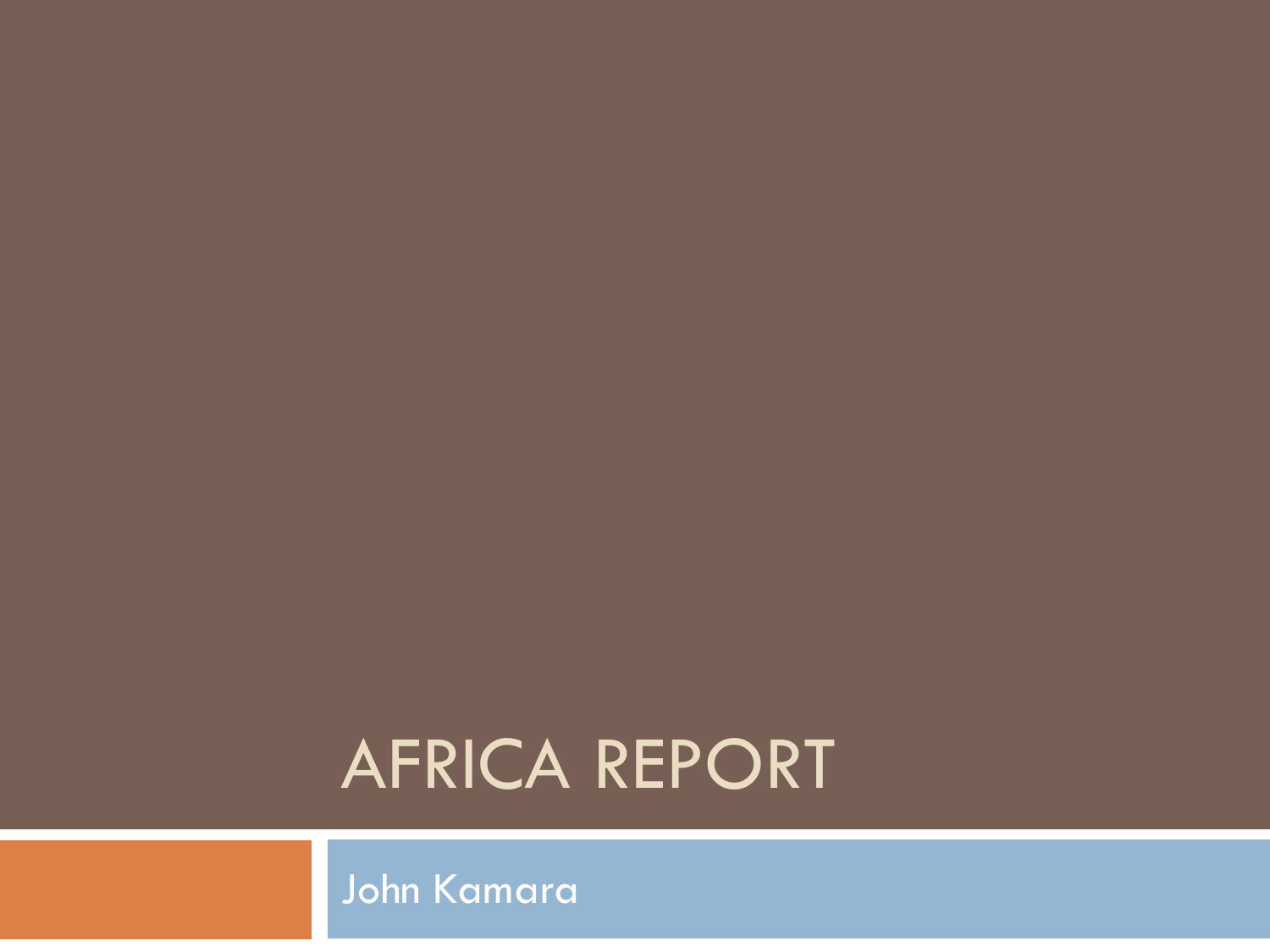# AFRICA REPORT

John Kamara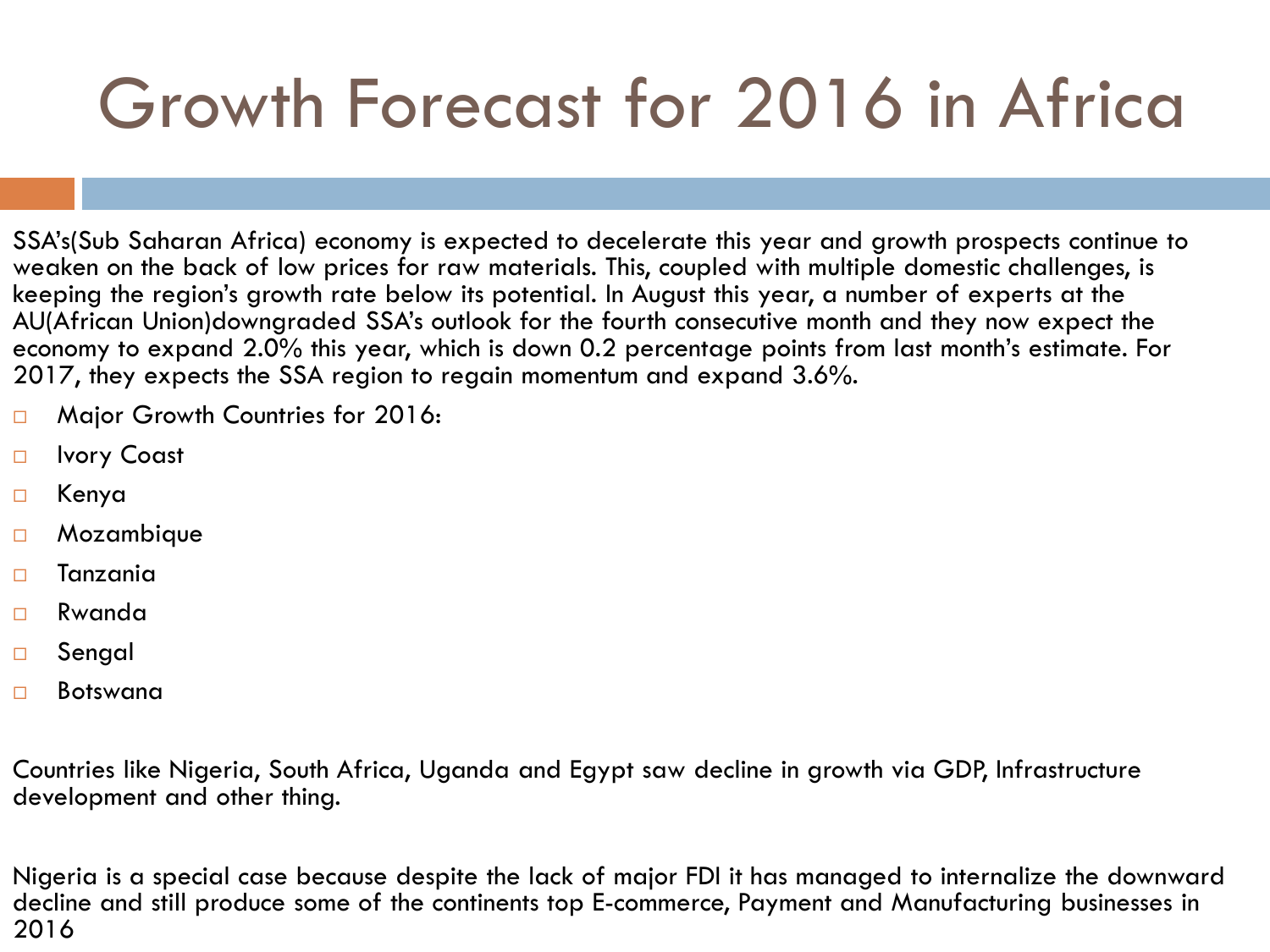# Growth Forecast for 2016 in Africa

SSA's(Sub Saharan Africa) economy is expected to decelerate this year and growth prospects continue to weaken on the back of low prices for raw materials. This, coupled with multiple domestic challenges, is keeping the region's growth rate below its potential. In August this year, a number of experts at the AU(African Union)downgraded SSA's outlook for the fourth consecutive month and they now expect the economy to expand 2.0% this year, which is down 0.2 percentage points from last month's estimate. For 2017, they expects the SSA region to regain momentum and expand 3.6%.

- Major Growth Countries for 2016:
- Ivory Coast
- Kenya
- Mozambique
- Tanzania
- Rwanda
- Sengal
- Botswana

Countries like Nigeria, South Africa, Uganda and Egypt saw decline in growth via GDP, Infrastructure development and other thing.

Nigeria is a special case because despite the lack of major FDI it has managed to internalize the downward decline and still produce some of the continents top E-commerce, Payment and Manufacturing businesses in 2016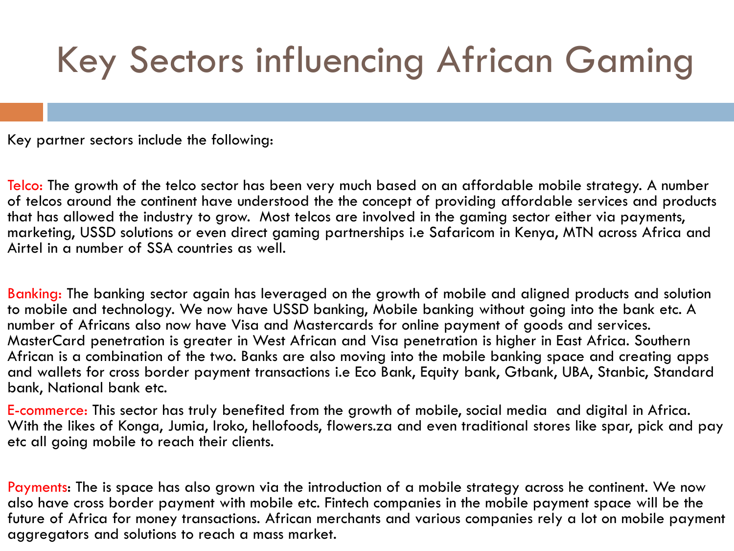# Key Sectors influencing African Gaming

Key partner sectors include the following:

Telco: The growth of the telco sector has been very much based on an affordable mobile strategy. A number of telcos around the continent have understood the the concept of providing affordable services and products that has allowed the industry to grow. Most telcos are involved in the gaming sector either via payments, marketing, USSD solutions or even direct gaming partnerships i.e Safaricom in Kenya, MTN across Africa and Airtel in a number of SSA countries as well.

Banking: The banking sector again has leveraged on the growth of mobile and aligned products and solution to mobile and technology. We now have USSD banking, Mobile banking without going into the bank etc. A number of Africans also now have Visa and Mastercards for online payment of goods and services. MasterCard penetration is greater in West African and Visa penetration is higher in East Africa. Southern African is a combination of the two. Banks are also moving into the mobile banking space and creating apps and wallets for cross border payment transactions i.e Eco Bank, Equity bank, Gtbank, UBA, Stanbic, Standard bank, National bank etc.

E-commerce: This sector has truly benefited from the growth of mobile, social media and digital in Africa. With the likes of Konga, Jumia, Iroko, hellofoods, flowers.za and even traditional stores like spar, pick and pay etc all going mobile to reach their clients.

Payments: The is space has also grown via the introduction of a mobile strategy across he continent. We now also have cross border payment with mobile etc. Fintech companies in the mobile payment space will be the future of Africa for money transactions. African merchants and various companies rely a lot on mobile payment aggregators and solutions to reach a mass market.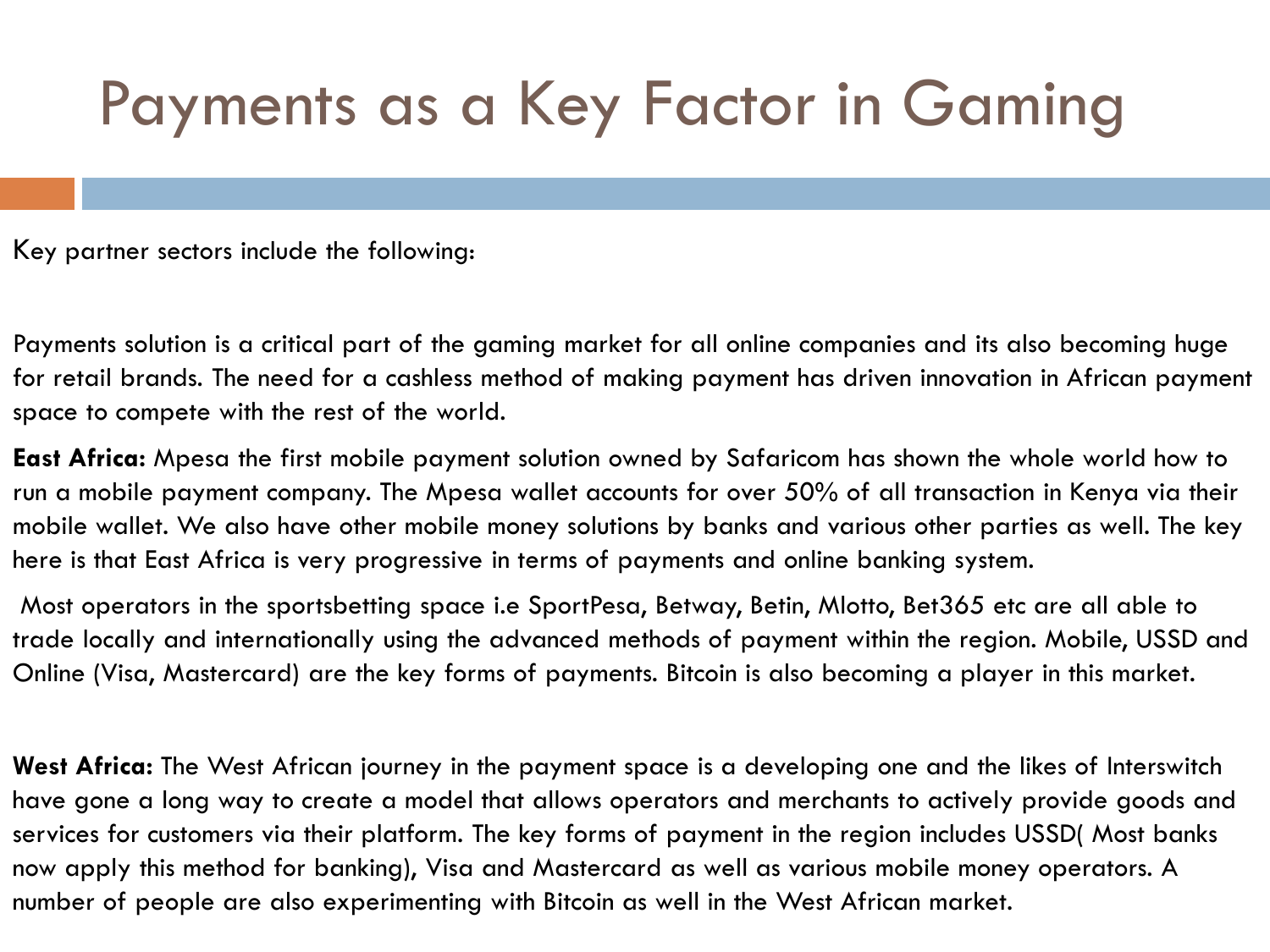# Payments as a Key Factor in Gaming

Key partner sectors include the following:

Payments solution is a critical part of the gaming market for all online companies and its also becoming huge for retail brands. The need for a cashless method of making payment has driven innovation in African payment space to compete with the rest of the world.

**East Africa:** Mpesa the first mobile payment solution owned by Safaricom has shown the whole world how to run a mobile payment company. The Mpesa wallet accounts for over 50% of all transaction in Kenya via their mobile wallet. We also have other mobile money solutions by banks and various other parties as well. The key here is that East Africa is very progressive in terms of payments and online banking system.

Most operators in the sportsbetting space i.e SportPesa, Betway, Betin, Mlotto, Bet365 etc are all able to trade locally and internationally using the advanced methods of payment within the region. Mobile, USSD and Online (Visa, Mastercard) are the key forms of payments. Bitcoin is also becoming a player in this market.

**West Africa:** The West African journey in the payment space is a developing one and the likes of Interswitch have gone a long way to create a model that allows operators and merchants to actively provide goods and services for customers via their platform. The key forms of payment in the region includes USSD( Most banks now apply this method for banking), Visa and Mastercard as well as various mobile money operators. A number of people are also experimenting with Bitcoin as well in the West African market.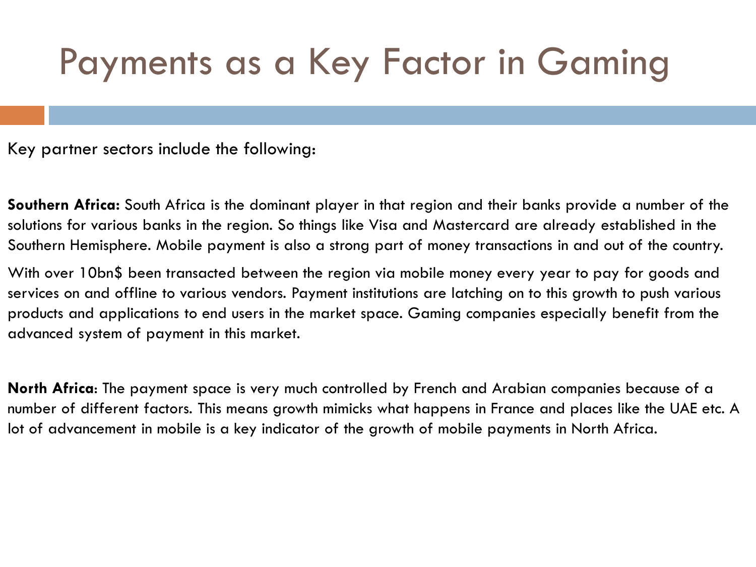# Payments as a Key Factor in Gaming

Key partner sectors include the following:

**Southern Africa:** South Africa is the dominant player in that region and their banks provide a number of the solutions for various banks in the region. So things like Visa and Mastercard are already established in the Southern Hemisphere. Mobile payment is also a strong part of money transactions in and out of the country.

With over 10bn$ been transacted between the region via mobile money every year to pay for goods and services on and offline to various vendors. Payment institutions are latching on to this growth to push various products and applications to end users in the market space. Gaming companies especially benefit from the advanced system of payment in this market.

**North Africa**: The payment space is very much controlled by French and Arabian companies because of a number of different factors. This means growth mimicks what happens in France and places like the UAE etc. A lot of advancement in mobile is a key indicator of the growth of mobile payments in North Africa.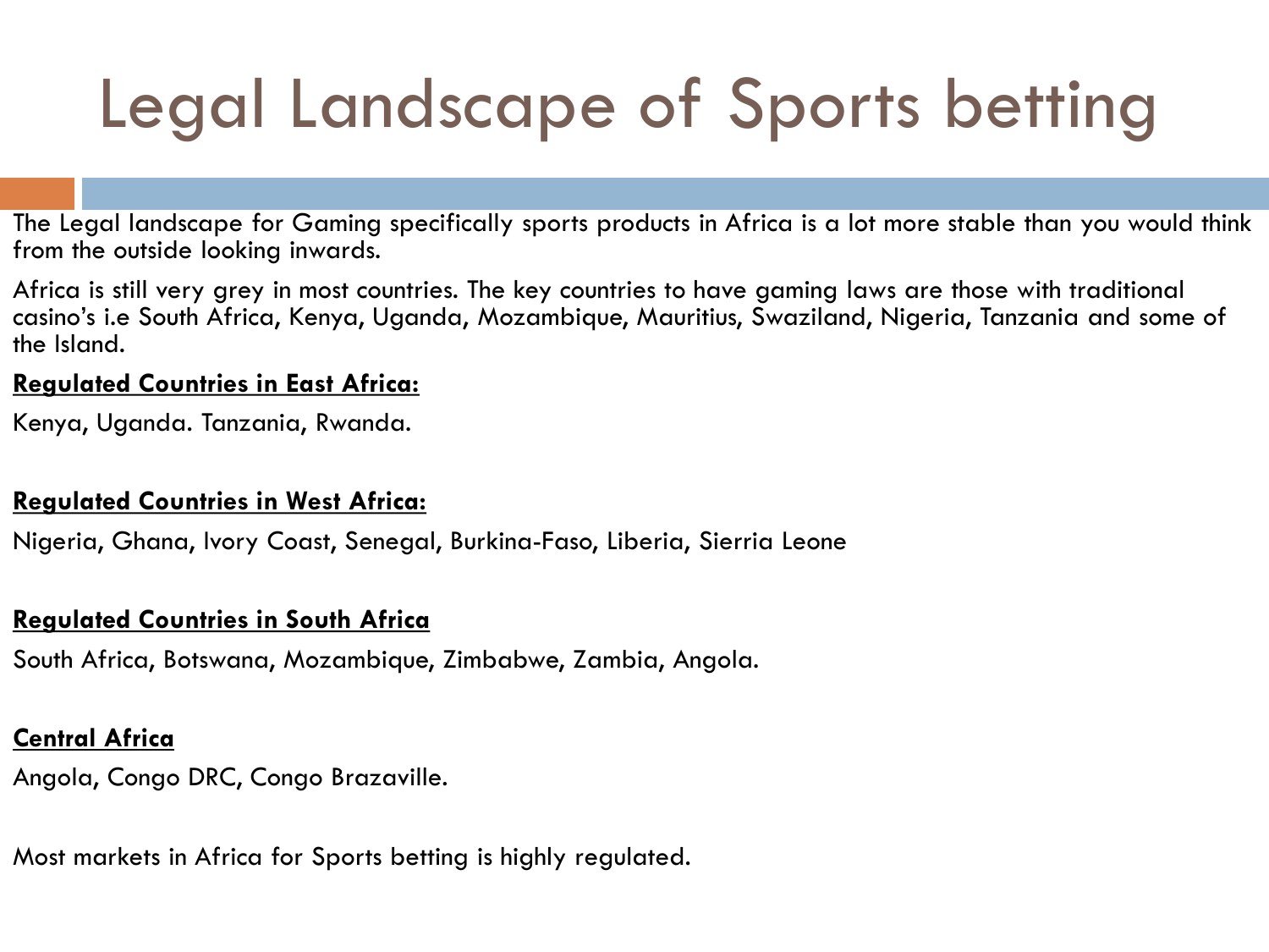# Legal Landscape of Sports betting

The Legal landscape for Gaming specifically sports products in Africa is a lot more stable than you would think from the outside looking inwards.

Africa is still very grey in most countries. The key countries to have gaming laws are those with traditional casino's i.e South Africa, Kenya, Uganda, Mozambique, Mauritius, Swaziland, Nigeria, Tanzania and some of the Island.

**Regulated Countries in East Africa:**

Kenya, Uganda. Tanzania, Rwanda.

**Regulated Countries in West Africa:**

Nigeria, Ghana, Ivory Coast, Senegal, Burkina-Faso, Liberia, Sierria Leone

**Regulated Countries in South Africa**

South Africa, Botswana, Mozambique, Zimbabwe, Zambia, Angola.

**Central Africa**

Angola, Congo DRC, Congo Brazaville.

Most markets in Africa for Sports betting is highly regulated.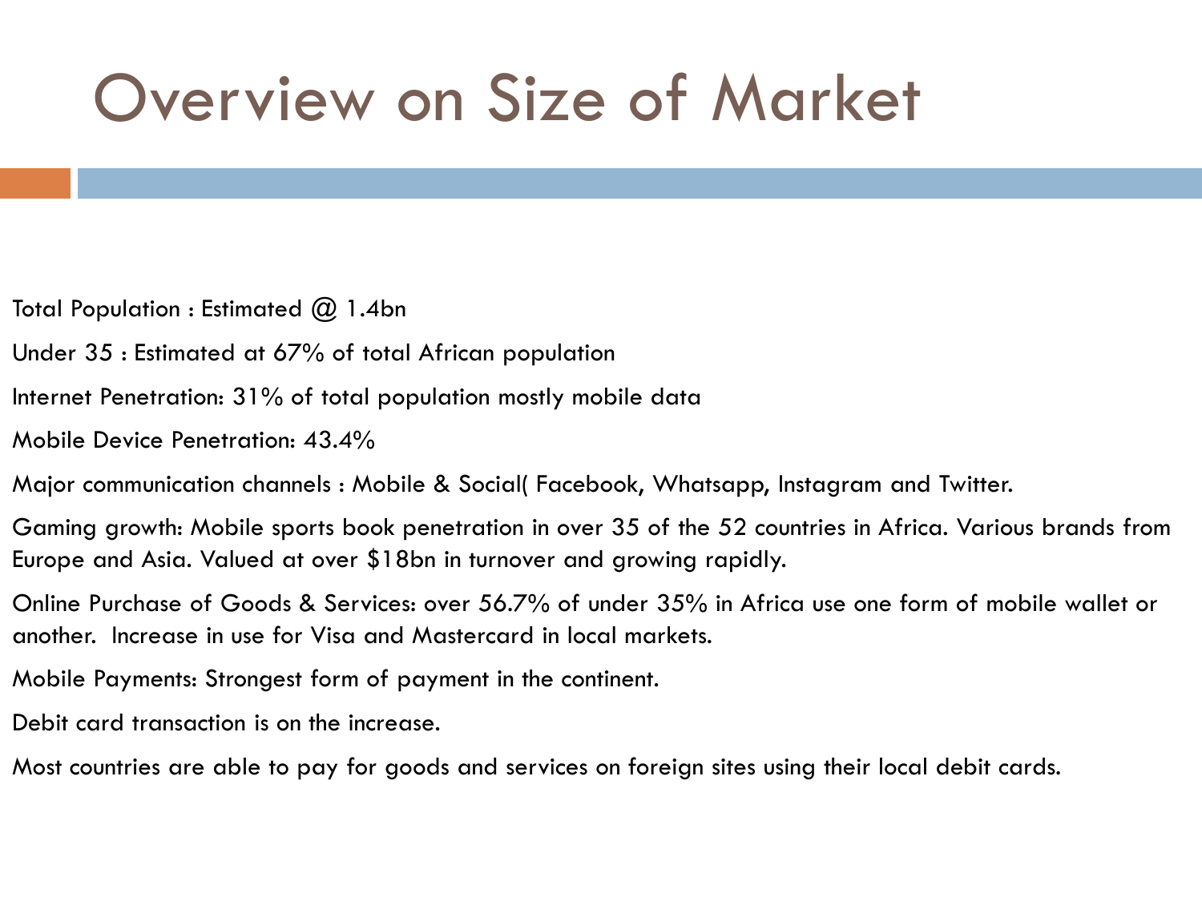# Overview on Size of Market

Total Population : Estimated @ 1.4bn

Under 35 : Estimated at 67% of total African population

Internet Penetration: 31% of total population mostly mobile data

Mobile Device Penetration: 43.4%

Major communication channels : Mobile & Social( Facebook, Whatsapp, Instagram and Twitter.

Gaming growth: Mobile sports book penetration in over 35 of the 52 countries in Africa. Various brands from Europe and Asia. Valued at over $18bn in turnover and growing rapidly.

Online Purchase of Goods & Services: over 56.7% of under 35% in Africa use one form of mobile wallet or another. Increase in use for Visa and Mastercard in local markets.

Mobile Payments: Strongest form of payment in the continent.

Debit card transaction is on the increase.

Most countries are able to pay for goods and services on foreign sites using their local debit cards.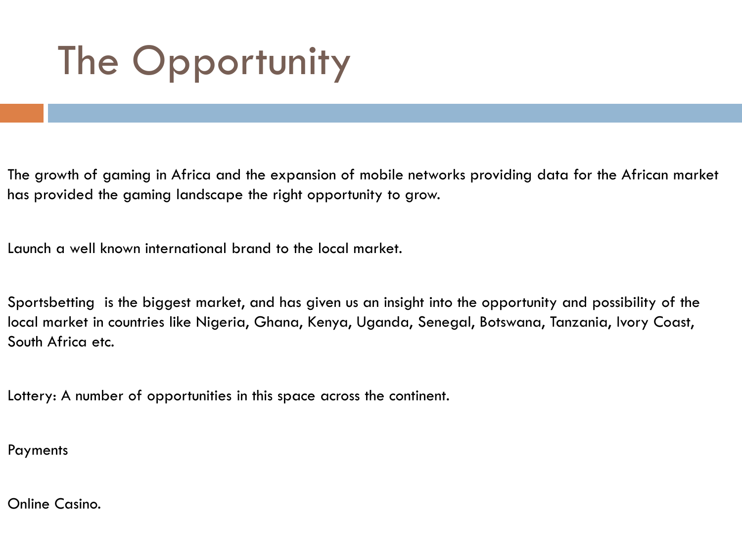# The Opportunity

The growth of gaming in Africa and the expansion of mobile networks providing data for the African market has provided the gaming landscape the right opportunity to grow.

Launch a well known international brand to the local market.

Sportsbetting  is the biggest market, and has given us an insight into the opportunity and possibility of the local market in countries like Nigeria, Ghana, Kenya, Uganda, Senegal, Botswana, Tanzania, Ivory Coast, South Africa etc.

Lottery: A number of opportunities in this space across the continent.

Payments

Online Casino.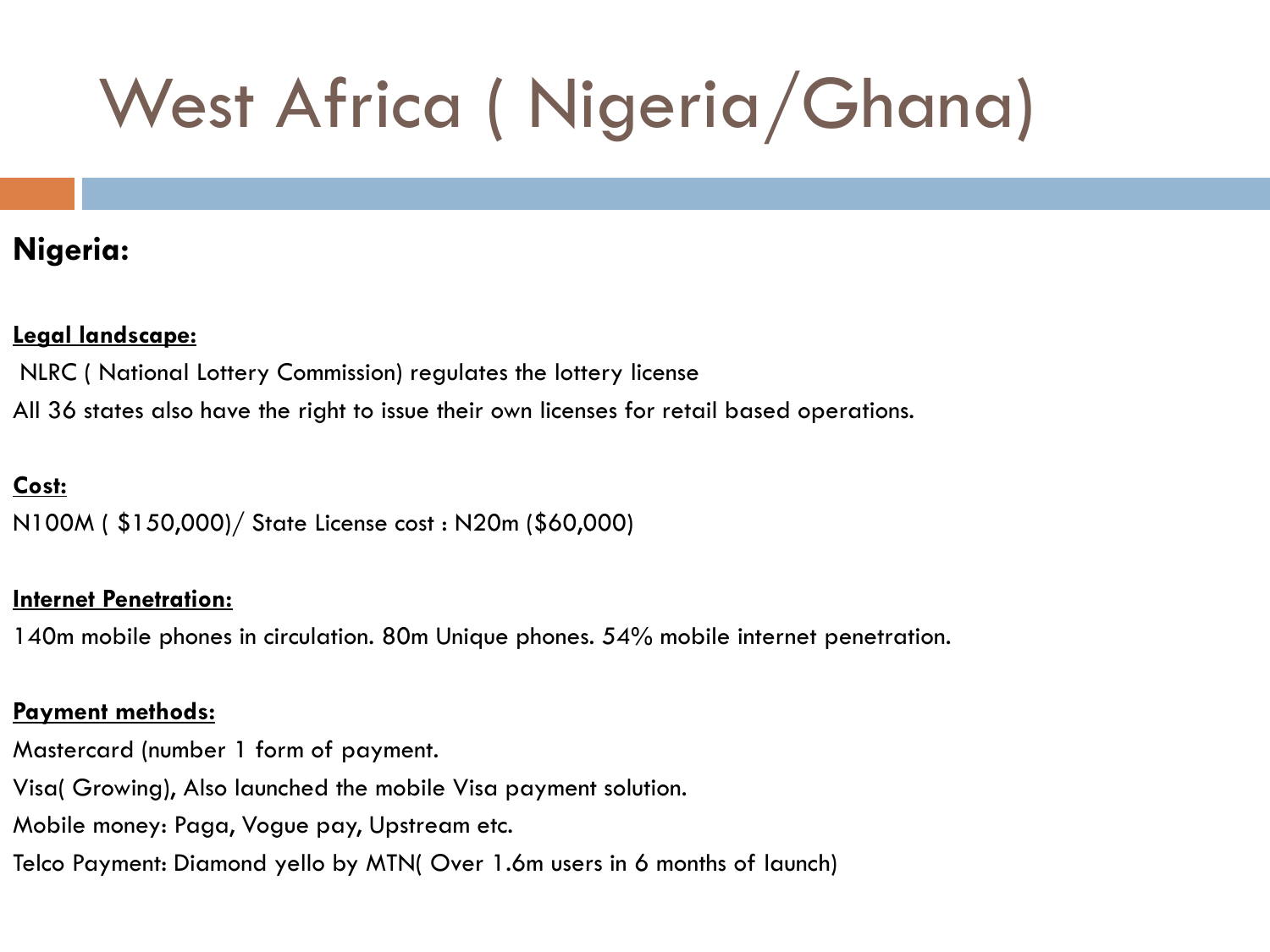# West Africa ( Nigeria/Ghana)

**Nigeria:**

**Legal landscape:**

NLRC ( National Lottery Commission) regulates the lottery license

All 36 states also have the right to issue their own licenses for retail based operations.

**Cost:**

N100M ( $150,000)/ State License cost : N20m ($60,000)

**Internet Penetration:**

140m mobile phones in circulation. 80m Unique phones. 54% mobile internet penetration.

**Payment methods:**

Mastercard (number 1 form of payment.

Visa( Growing), Also launched the mobile Visa payment solution.

Mobile money: Paga, Vogue pay, Upstream etc.

Telco Payment: Diamond yello by MTN( Over 1.6m users in 6 months of launch)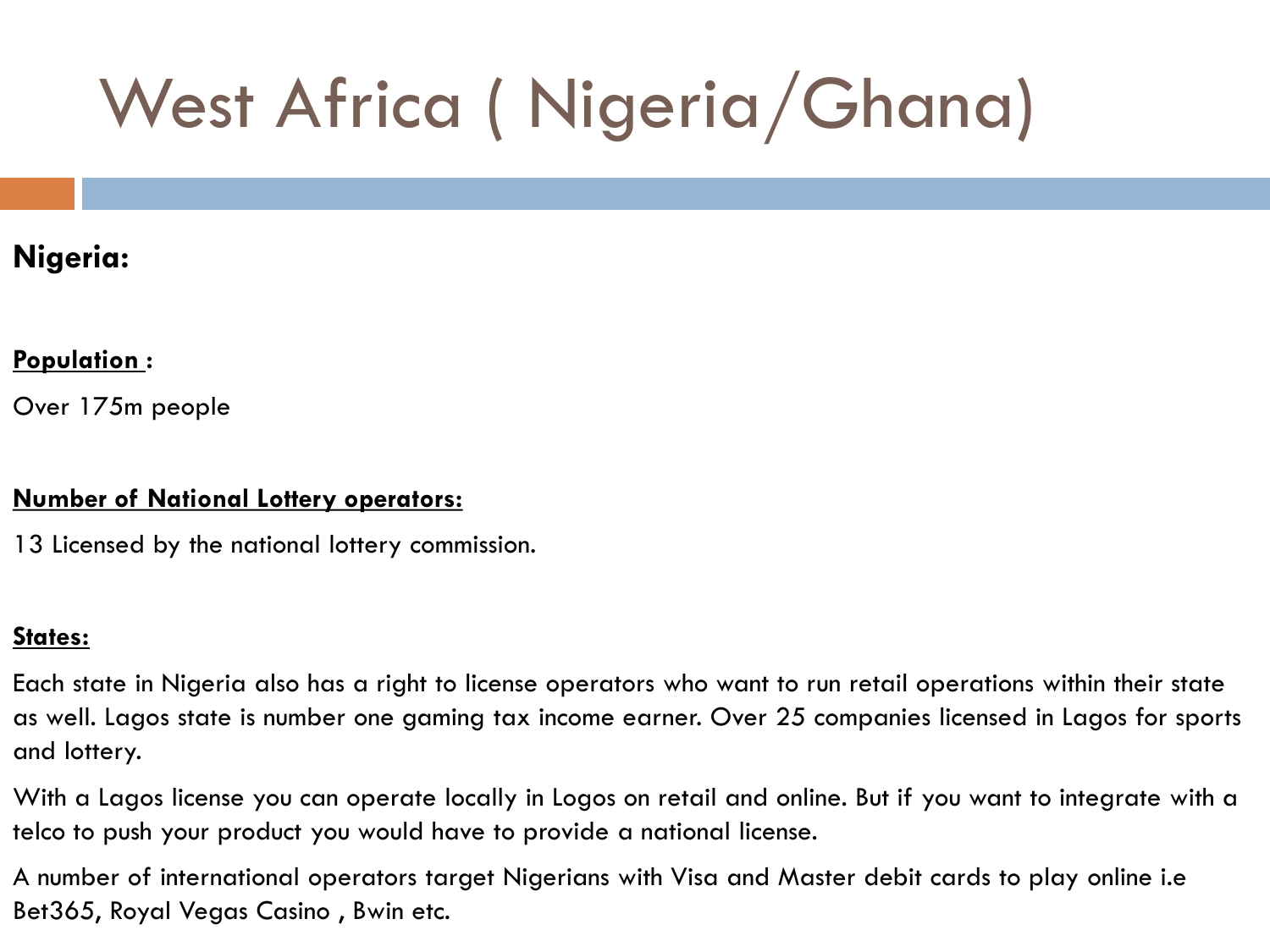# West Africa ( Nigeria/Ghana)

**Nigeria:**

**Population :**

Over 175m people

**Number of National Lottery operators:**

13 Licensed by the national lottery commission.

**States:**

Each state in Nigeria also has a right to license operators who want to run retail operations within their state as well. Lagos state is number one gaming tax income earner. Over 25 companies licensed in Lagos for sports and lottery.

With a Lagos license you can operate locally in Logos on retail and online. But if you want to integrate with a telco to push your product you would have to provide a national license.

A number of international operators target Nigerians with Visa and Master debit cards to play online i.e Bet365, Royal Vegas Casino , Bwin etc.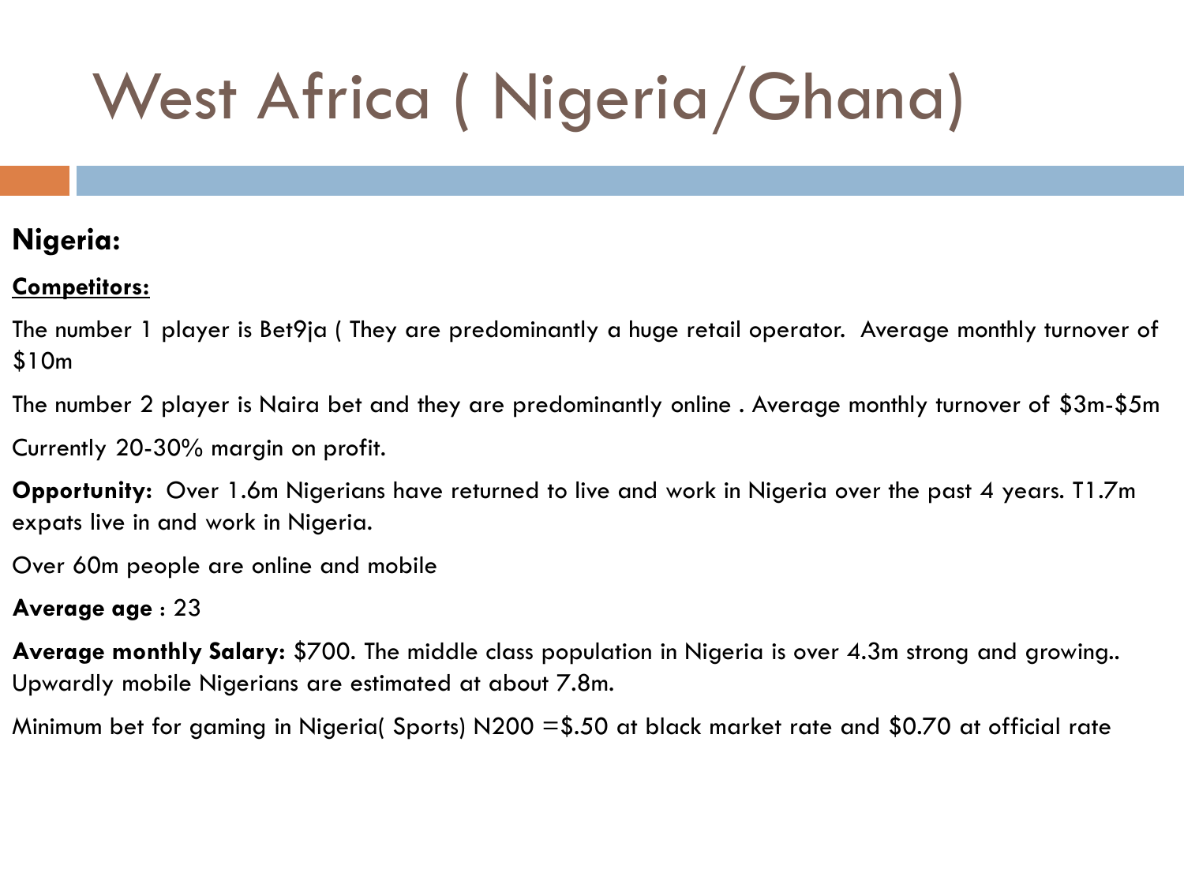# West Africa ( Nigeria/Ghana)

**Nigeria:**

**Competitors:**

The number 1 player is Bet9ja ( They are predominantly a huge retail operator. Average monthly turnover of $10m

The number 2 player is Naira bet and they are predominantly online . Average monthly turnover of $3m-$5m

Currently 20-30% margin on profit.

**Opportunity:** Over 1.6m Nigerians have returned to live and work in Nigeria over the past 4 years. T1.7m expats live in and work in Nigeria.

Over 60m people are online and mobile

**Average age** : 23

**Average monthly Salary:** $700. The middle class population in Nigeria is over 4.3m strong and growing.. Upwardly mobile Nigerians are estimated at about 7.8m.

Minimum bet for gaming in Nigeria( Sports) N200 =$.50 at black market rate and $0.70 at official rate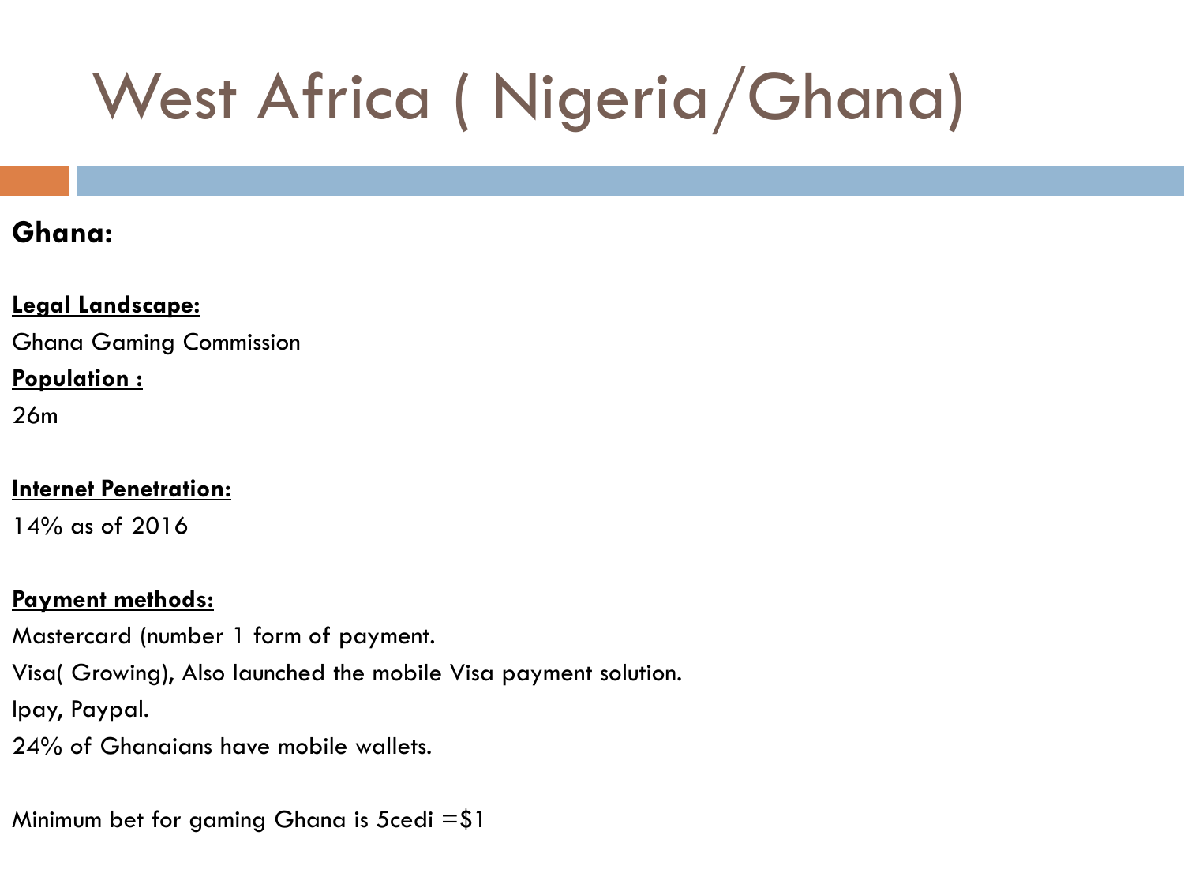# West Africa ( Nigeria/Ghana)

**Ghana:**

**Legal Landscape:**

Ghana Gaming Commission

**Population :**

26m

**Internet Penetration:**

14% as of 2016

**Payment methods:**

Mastercard (number 1 form of payment.

Visa( Growing), Also launched the mobile Visa payment solution.

Ipay, Paypal.

24% of Ghanaians have mobile wallets.

Minimum bet for gaming Ghana is 5cedi =$1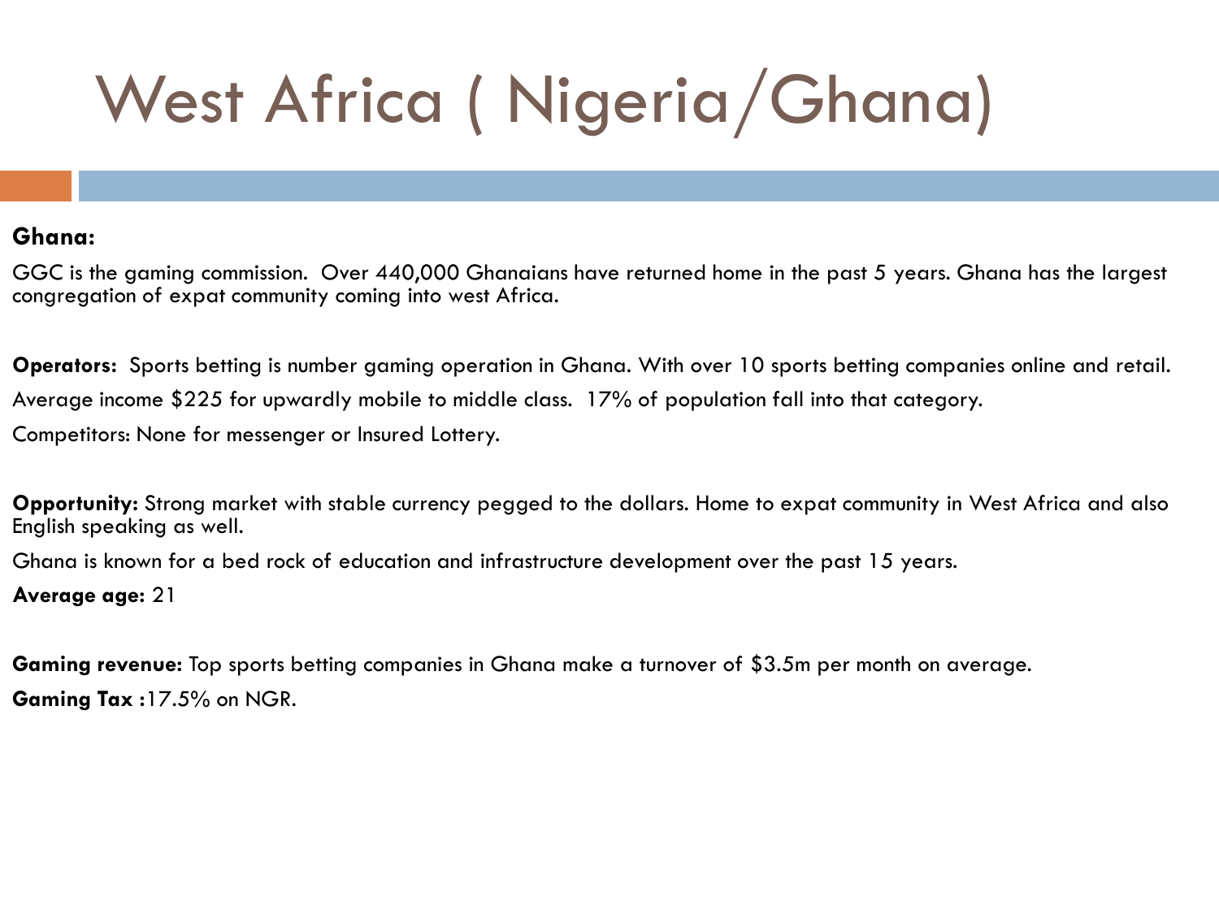# West Africa ( Nigeria/Ghana)

**Ghana:**

GGC is the gaming commission.  Over 440,000 Ghanaians have returned home in the past 5 years. Ghana has the largest congregation of expat community coming into west Africa.

**Operators:**  Sports betting is number gaming operation in Ghana. With over 10 sports betting companies online and retail.

Average income $225 for upwardly mobile to middle class.  17% of population fall into that category.

Competitors: None for messenger or Insured Lottery.

**Opportunity:** Strong market with stable currency pegged to the dollars. Home to expat community in West Africa and also English speaking as well.

Ghana is known for a bed rock of education and infrastructure development over the past 15 years.

**Average age:** 21

**Gaming revenue:** Top sports betting companies in Ghana make a turnover of $3.5m per month on average.

**Gaming Tax :**17.5% on NGR.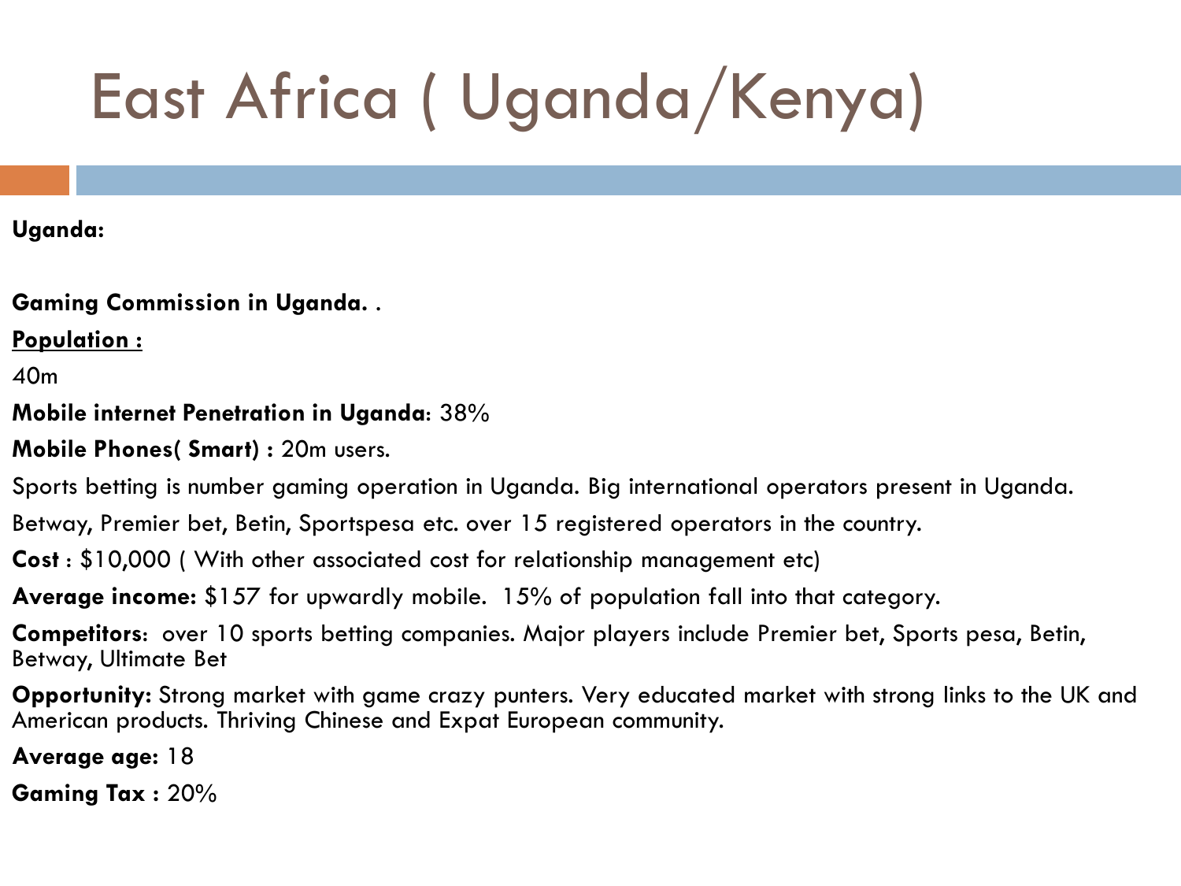# East Africa ( Uganda/Kenya)

**Uganda:**

**Gaming Commission in Uganda.** .

**Population :**

40m

**Mobile internet Penetration in Uganda**: 38%

**Mobile Phones( Smart) :** 20m users.

Sports betting is number gaming operation in Uganda. Big international operators present in Uganda.

Betway, Premier bet, Betin, Sportspesa etc. over 15 registered operators in the country.

**Cost** : $10,000 ( With other associated cost for relationship management etc)

**Average income:** $157 for upwardly mobile. 15% of population fall into that category.

**Competitors**: over 10 sports betting companies. Major players include Premier bet, Sports pesa, Betin, Betway, Ultimate Bet

**Opportunity:** Strong market with game crazy punters. Very educated market with strong links to the UK and American products. Thriving Chinese and Expat European community.

**Average age:** 18

**Gaming Tax :** 20%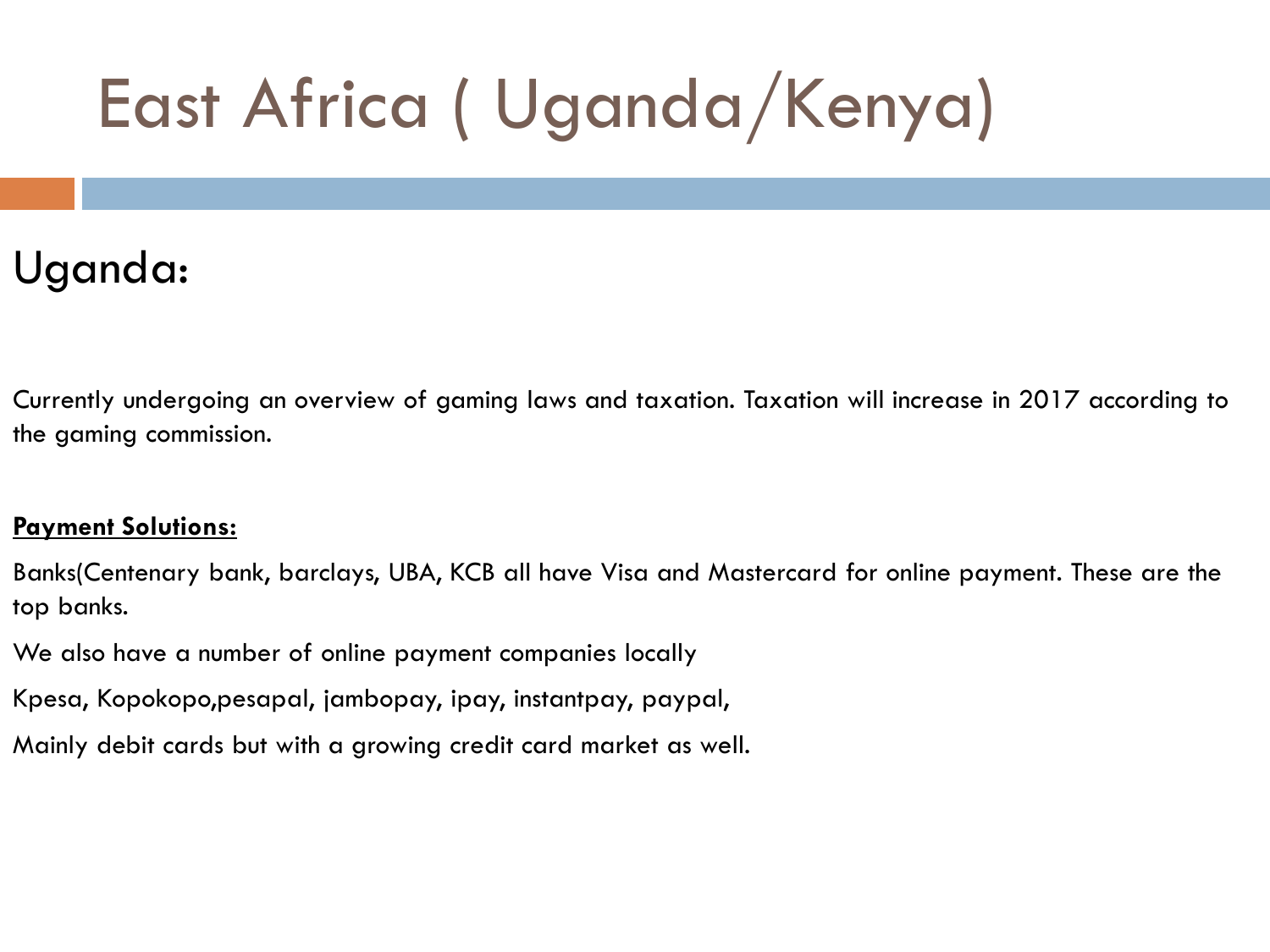# East Africa ( Uganda/Kenya)

## Uganda:

Currently undergoing an overview of gaming laws and taxation. Taxation will increase in 2017 according to the gaming commission.

**Payment Solutions:**

Banks(Centenary bank, barclays, UBA, KCB all have Visa and Mastercard for online payment. These are the top banks.

We also have a number of online payment companies locally

Kpesa, Kopokopo,pesapal, jambopay, ipay, instantpay, paypal,

Mainly debit cards but with a growing credit card market as well.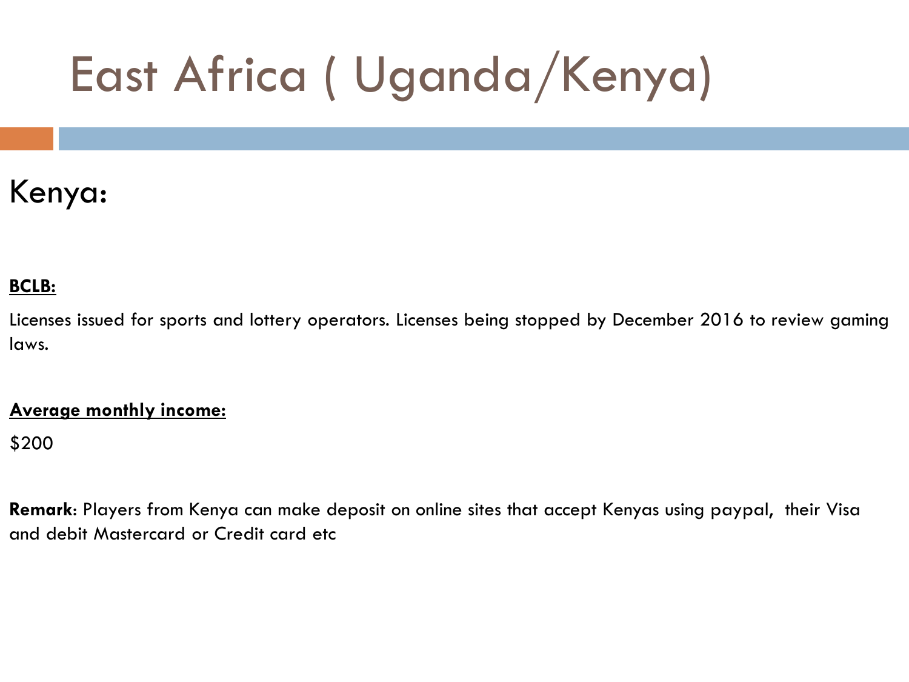# East Africa ( Uganda/Kenya)

## Kenya:

**BCLB:**

Licenses issued for sports and lottery operators. Licenses being stopped by December 2016 to review gaming laws.

**Average monthly income:**

$200

**Remark**: Players from Kenya can make deposit on online sites that accept Kenyas using paypal, their Visa and debit Mastercard or Credit card etc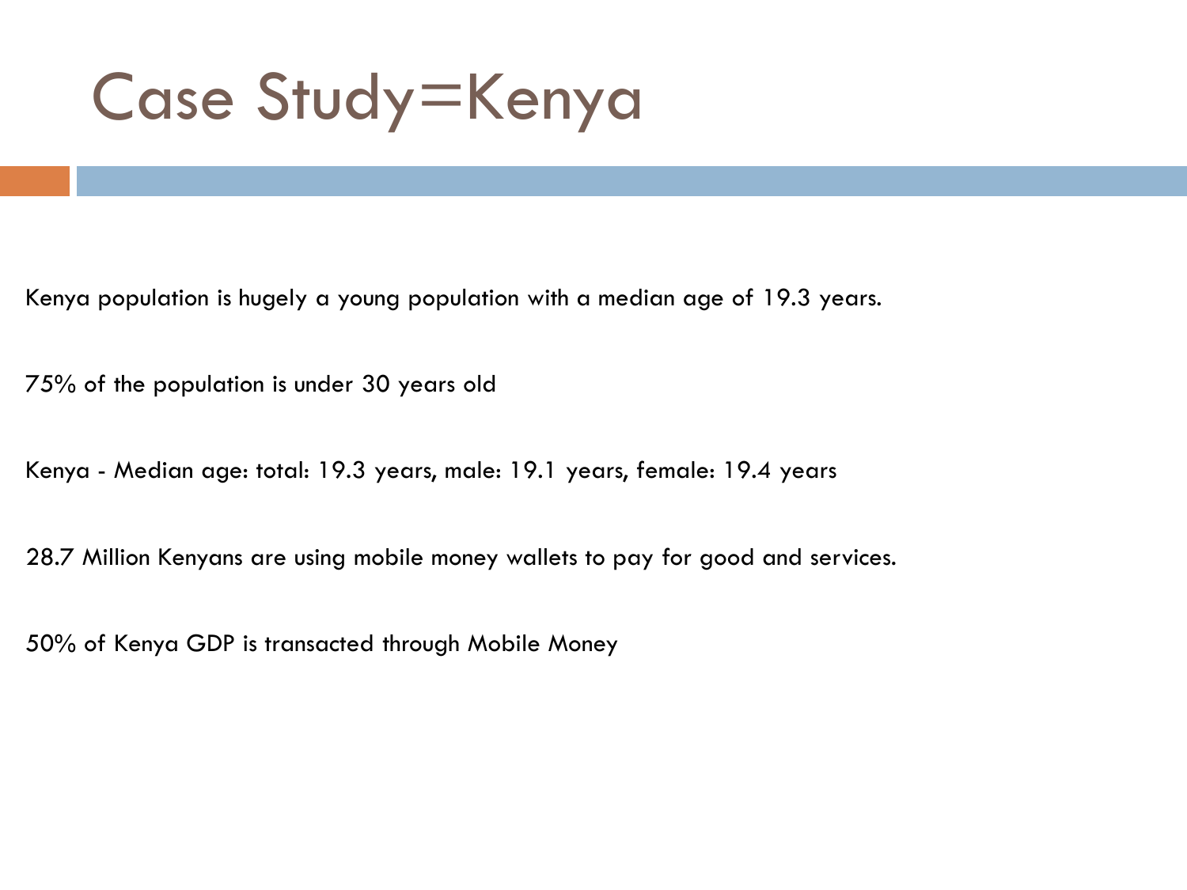# Case Study=Kenya

Kenya population is hugely a young population with a median age of 19.3 years.

75% of the population is under 30 years old

Kenya - Median age: total: 19.3 years, male: 19.1 years, female: 19.4 years

28.7 Million Kenyans are using mobile money wallets to pay for good and services.

50% of Kenya GDP is transacted through Mobile Money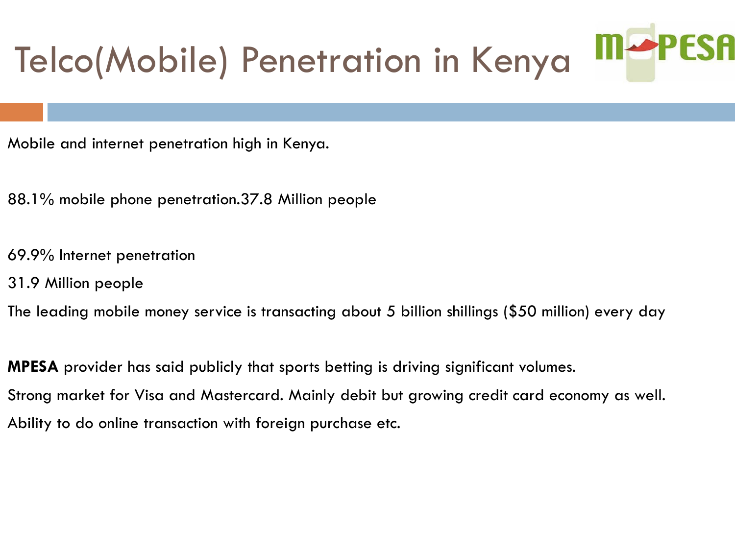# Telco(Mobile) Penetration in Kenya

Mobile and internet penetration high in Kenya.

88.1% mobile phone penetration.37.8 Million people

69.9% Internet penetration

31.9 Million people

The leading mobile money service is transacting about 5 billion shillings ($50 million) every day

**MPESA** provider has said publicly that sports betting is driving significant volumes.

Strong market for Visa and Mastercard. Mainly debit but growing credit card economy as well.

Ability to do online transaction with foreign purchase etc.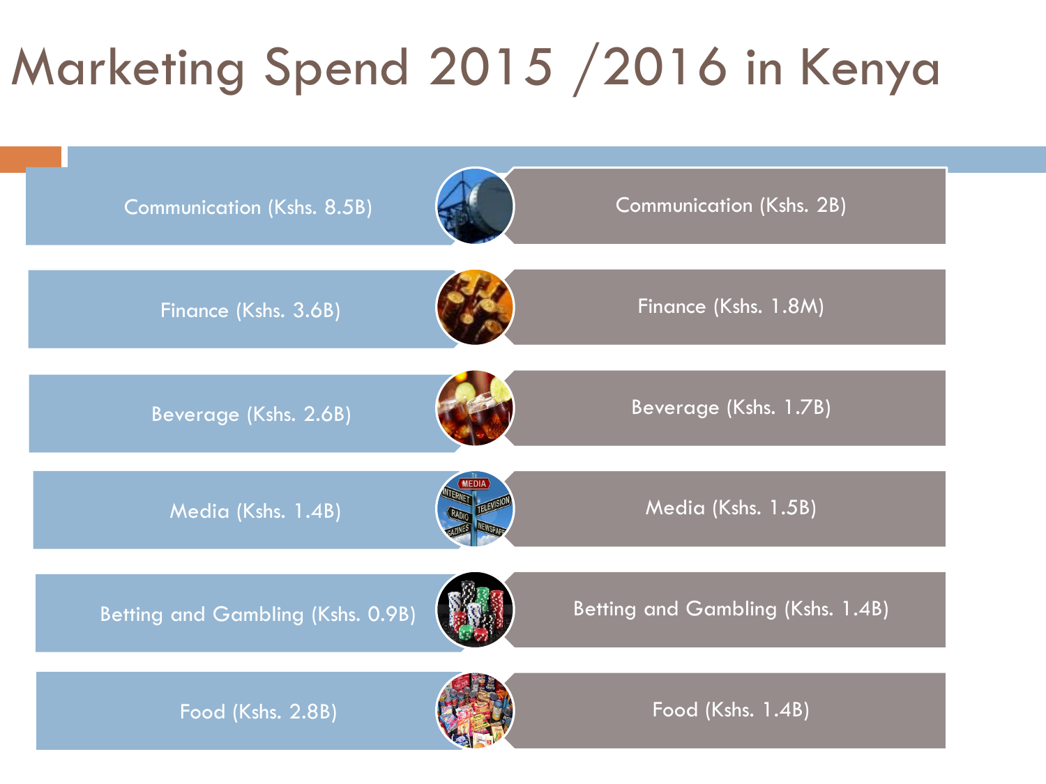# Marketing Spend 2015 /2016 in Kenya

| 2015 | 2016 |
|---|---|
| Communication (Kshs. 8.5B) | Communication (Kshs. 2B) |
| Finance (Kshs. 3.6B) | Finance (Kshs. 1.8M) |
| Beverage (Kshs. 2.6B) | Beverage (Kshs. 1.7B) |
| Media (Kshs. 1.4B) | Media (Kshs. 1.5B) |
| Betting and Gambling (Kshs. 0.9B) | Betting and Gambling (Kshs. 1.4B) |
| Food (Kshs. 2.8B) | Food (Kshs. 1.4B) |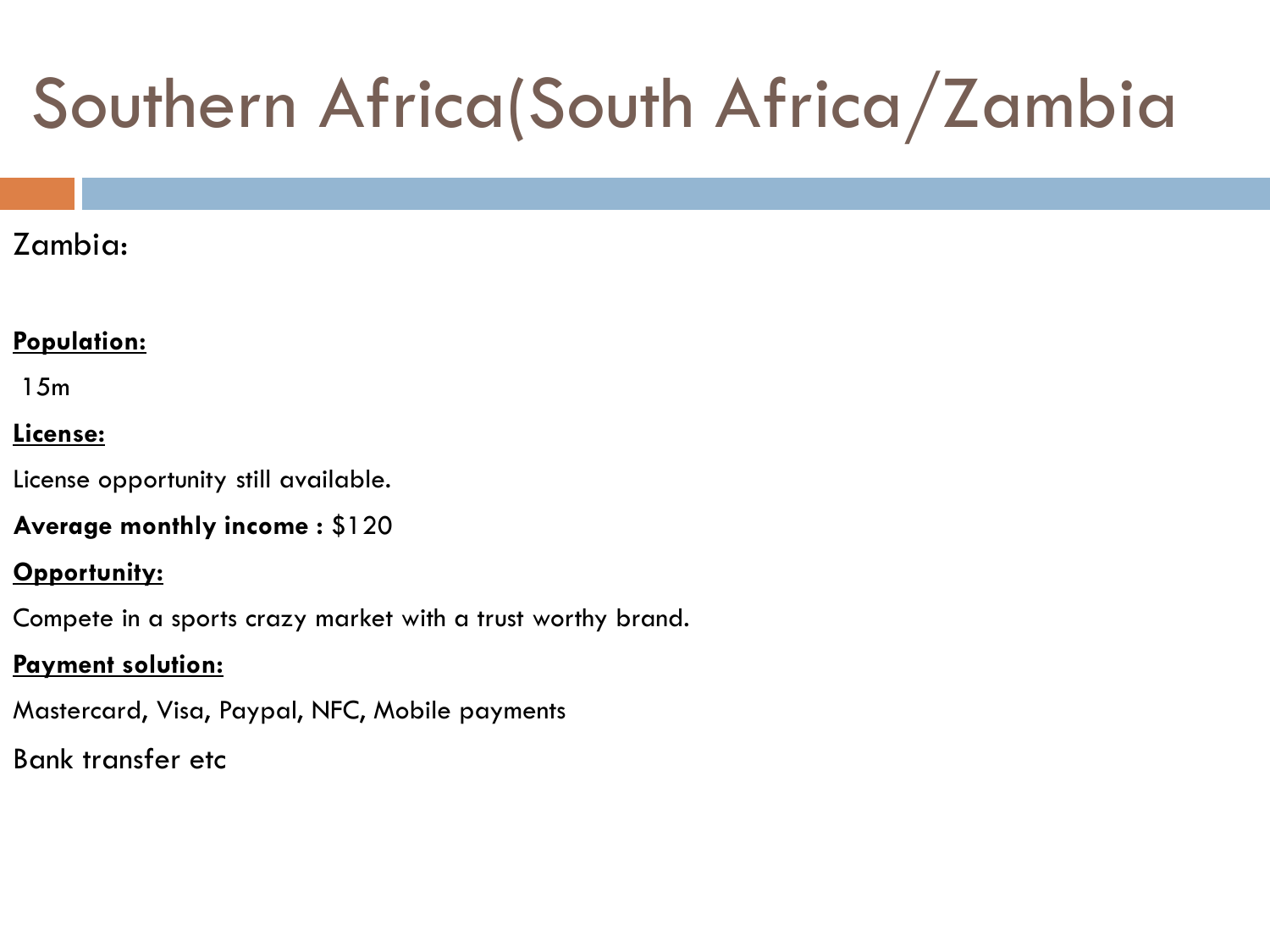# Southern Africa(South Africa/Zambia

Zambia:

**Population:**

15m

**License:**

License opportunity still available.

**Average monthly income :** $120

**Opportunity:**

Compete in a sports crazy market with a trust worthy brand.

**Payment solution:**

Mastercard, Visa, Paypal, NFC, Mobile payments

Bank transfer etc